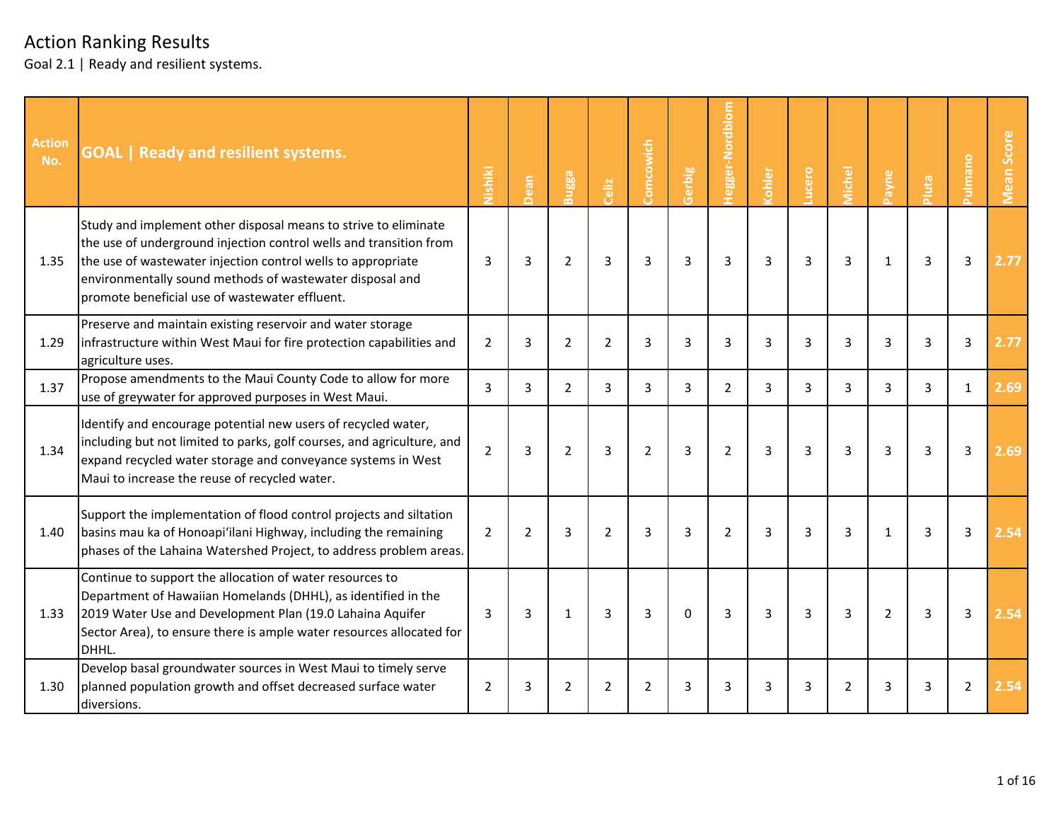# Action Ranking Results

Goal 2.1 | Ready and resilient systems.

| Action No. | GOAL \| Ready and resilient systems. | Nishiki | Dean | Bugga | Celiz | Comcowich | Gerbig | Hegger-Nordblom | Kohler | Lucero | Michel | Payne | Pluta | Pulmano | Mean Score |
|---|---|---|---|---|---|---|---|---|---|---|---|---|---|---|---|
| 1.35 | Study and implement other disposal means to strive to eliminate the use of underground injection control wells and transition from the use of wastewater injection control wells to appropriate environmentally sound methods of wastewater disposal and promote beneficial use of wastewater effluent. | 3 | 3 | 2 | 3 | 3 | 3 | 3 | 3 | 3 | 3 | 1 | 3 | 3 | 2.77 |
| 1.29 | Preserve and maintain existing reservoir and water storage infrastructure within West Maui for fire protection capabilities and agriculture uses. | 2 | 3 | 2 | 2 | 3 | 3 | 3 | 3 | 3 | 3 | 3 | 3 | 3 | 2.77 |
| 1.37 | Propose amendments to the Maui County Code to allow for more use of greywater for approved purposes in West Maui. | 3 | 3 | 2 | 3 | 3 | 3 | 2 | 3 | 3 | 3 | 3 | 3 | 1 | 2.69 |
| 1.34 | Identify and encourage potential new users of recycled water, including but not limited to parks, golf courses, and agriculture, and expand recycled water storage and conveyance systems in West Maui to increase the reuse of recycled water. | 2 | 3 | 2 | 3 | 2 | 3 | 2 | 3 | 3 | 3 | 3 | 3 | 3 | 2.69 |
| 1.40 | Support the implementation of flood control projects and siltation basins mau ka of Honoapiʻilani Highway, including the remaining phases of the Lahaina Watershed Project, to address problem areas. | 2 | 2 | 3 | 2 | 3 | 3 | 2 | 3 | 3 | 3 | 1 | 3 | 3 | 2.54 |
| 1.33 | Continue to support the allocation of water resources to Department of Hawaiian Homelands (DHHL), as identified in the 2019 Water Use and Development Plan (19.0 Lahaina Aquifer Sector Area), to ensure there is ample water resources allocated for DHHL. | 3 | 3 | 1 | 3 | 3 | 0 | 3 | 3 | 3 | 3 | 2 | 3 | 3 | 2.54 |
| 1.30 | Develop basal groundwater sources in West Maui to timely serve planned population growth and offset decreased surface water diversions. | 2 | 3 | 2 | 2 | 2 | 3 | 3 | 3 | 3 | 2 | 3 | 3 | 2 | 2.54 |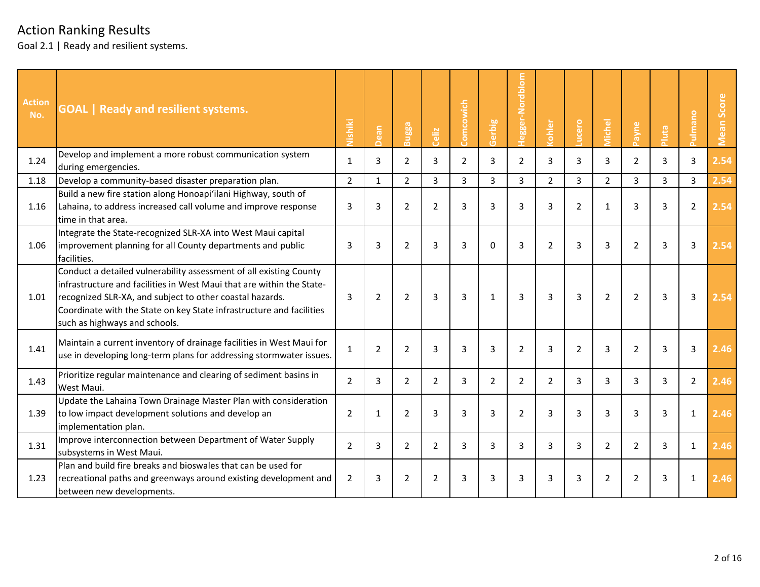# Action Ranking Results

Goal 2.1 | Ready and resilient systems.

| Action No. | GOAL \| Ready and resilient systems. | Nishiki | Dean | Bugga | Celiz | Comcowich | Gerbig | Hegger-Nordblom | Kohler | Lucero | Michel | Payne | Pluta | Pulmano | Mean Score |
|---|---|---|---|---|---|---|---|---|---|---|---|---|---|---|---|
| 1.24 | Develop and implement a more robust communication system during emergencies. | 1 | 3 | 2 | 3 | 2 | 3 | 2 | 3 | 3 | 3 | 2 | 3 | 3 | 2.54 |
| 1.18 | Develop a community-based disaster preparation plan. | 2 | 1 | 2 | 3 | 3 | 3 | 3 | 2 | 3 | 2 | 3 | 3 | 3 | 2.54 |
| 1.16 | Build a new fire station along Honoapiʻilani Highway, south of Lahaina, to address increased call volume and improve response time in that area. | 3 | 3 | 2 | 2 | 3 | 3 | 3 | 3 | 2 | 1 | 3 | 3 | 2 | 2.54 |
| 1.06 | Integrate the State-recognized SLR-XA into West Maui capital improvement planning for all County departments and public facilities. | 3 | 3 | 2 | 3 | 3 | 0 | 3 | 2 | 3 | 3 | 2 | 3 | 3 | 2.54 |
| 1.01 | Conduct a detailed vulnerability assessment of all existing County infrastructure and facilities in West Maui that are within the State-recognized SLR-XA, and subject to other coastal hazards. Coordinate with the State on key State infrastructure and facilities such as highways and schools. | 3 | 2 | 2 | 3 | 3 | 1 | 3 | 3 | 3 | 2 | 2 | 3 | 3 | 2.54 |
| 1.41 | Maintain a current inventory of drainage facilities in West Maui for use in developing long-term plans for addressing stormwater issues. | 1 | 2 | 2 | 3 | 3 | 3 | 2 | 3 | 2 | 3 | 2 | 3 | 3 | 2.46 |
| 1.43 | Prioritize regular maintenance and clearing of sediment basins in West Maui. | 2 | 3 | 2 | 2 | 3 | 2 | 2 | 2 | 3 | 3 | 3 | 3 | 2 | 2.46 |
| 1.39 | Update the Lahaina Town Drainage Master Plan with consideration to low impact development solutions and develop an implementation plan. | 2 | 1 | 2 | 3 | 3 | 3 | 2 | 3 | 3 | 3 | 3 | 3 | 1 | 2.46 |
| 1.31 | Improve interconnection between Department of Water Supply subsystems in West Maui. | 2 | 3 | 2 | 2 | 3 | 3 | 3 | 3 | 3 | 2 | 2 | 3 | 1 | 2.46 |
| 1.23 | Plan and build fire breaks and bioswales that can be used for recreational paths and greenways around existing development and between new developments. | 2 | 3 | 2 | 2 | 3 | 3 | 3 | 3 | 3 | 2 | 2 | 3 | 1 | 2.46 |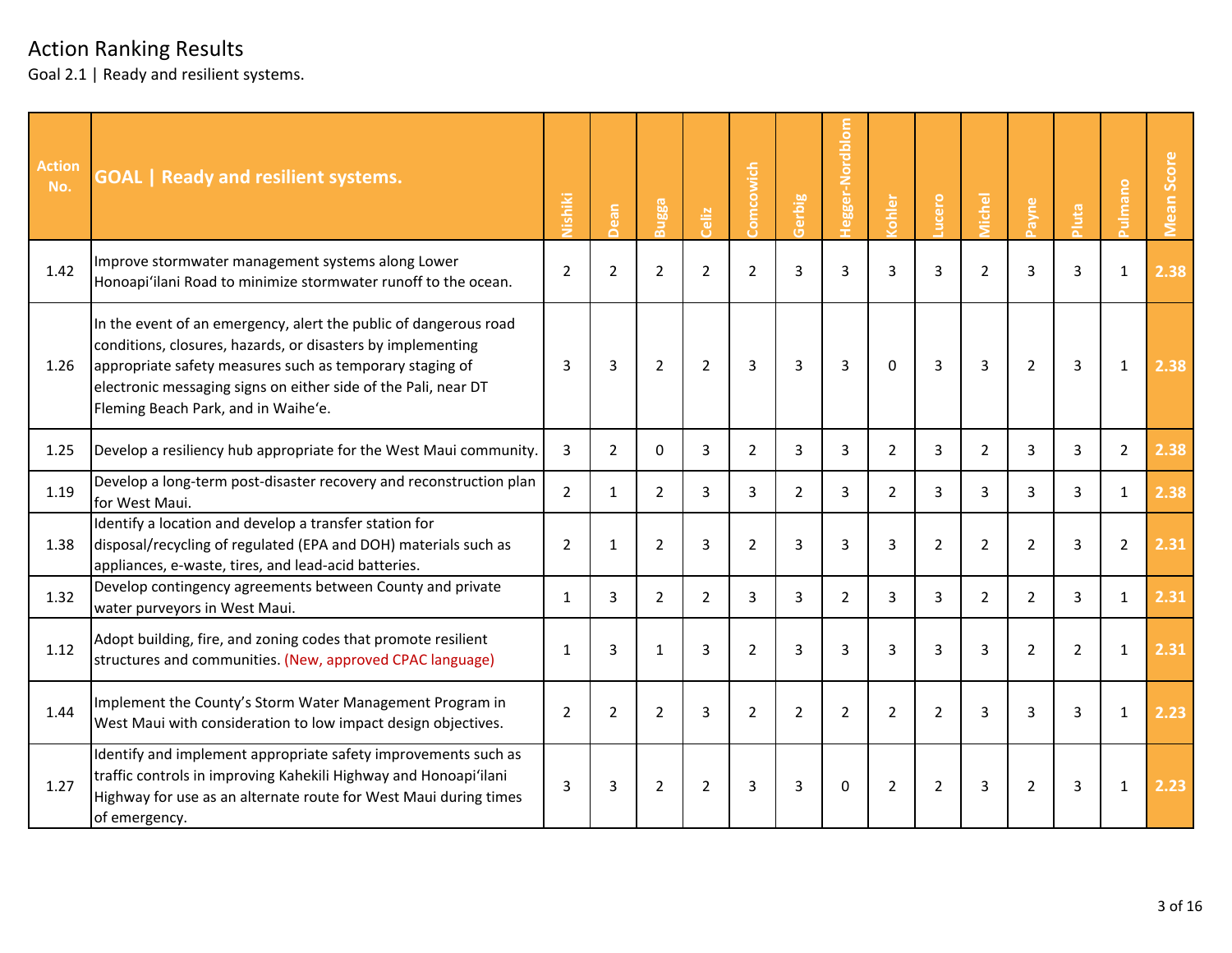# Action Ranking Results

Goal 2.1 | Ready and resilient systems.

| Action No. | GOAL \| Ready and resilient systems. | Nishiki | Dean | Bugga | Celiz | Comcowich | Gerbig | Hegger-Nordblom | Kohler | Lucero | Michel | Payne | Pluta | Pulmano | Mean Score |
|---|---|---|---|---|---|---|---|---|---|---|---|---|---|---|---|
| 1.42 | Improve stormwater management systems along Lower Honoapiʻilani Road to minimize stormwater runoff to the ocean. | 2 | 2 | 2 | 2 | 2 | 3 | 3 | 3 | 3 | 2 | 3 | 3 | 1 | 2.38 |
| 1.26 | In the event of an emergency, alert the public of dangerous road conditions, closures, hazards, or disasters by implementing appropriate safety measures such as temporary staging of electronic messaging signs on either side of the Pali, near DT Fleming Beach Park, and in Waiheʻe. | 3 | 3 | 2 | 2 | 3 | 3 | 3 | 0 | 3 | 3 | 2 | 3 | 1 | 2.38 |
| 1.25 | Develop a resiliency hub appropriate for the West Maui community. | 3 | 2 | 0 | 3 | 2 | 3 | 3 | 2 | 3 | 2 | 3 | 3 | 2 | 2.38 |
| 1.19 | Develop a long-term post-disaster recovery and reconstruction plan for West Maui. | 2 | 1 | 2 | 3 | 3 | 2 | 3 | 2 | 3 | 3 | 3 | 3 | 1 | 2.38 |
| 1.38 | Identify a location and develop a transfer station for disposal/recycling of regulated (EPA and DOH) materials such as appliances, e-waste, tires, and lead-acid batteries. | 2 | 1 | 2 | 3 | 2 | 3 | 3 | 3 | 2 | 2 | 2 | 3 | 2 | 2.31 |
| 1.32 | Develop contingency agreements between County and private water purveyors in West Maui. | 1 | 3 | 2 | 2 | 3 | 3 | 2 | 3 | 3 | 2 | 2 | 3 | 1 | 2.31 |
| 1.12 | Adopt building, fire, and zoning codes that promote resilient structures and communities. (New, approved CPAC language) | 1 | 3 | 1 | 3 | 2 | 3 | 3 | 3 | 3 | 3 | 2 | 2 | 1 | 2.31 |
| 1.44 | Implement the County's Storm Water Management Program in West Maui with consideration to low impact design objectives. | 2 | 2 | 2 | 3 | 2 | 2 | 2 | 2 | 2 | 3 | 3 | 3 | 1 | 2.23 |
| 1.27 | Identify and implement appropriate safety improvements such as traffic controls in improving Kahekili Highway and Honoapiʻilani Highway for use as an alternate route for West Maui during times of emergency. | 3 | 3 | 2 | 2 | 3 | 3 | 0 | 2 | 2 | 3 | 2 | 3 | 1 | 2.23 |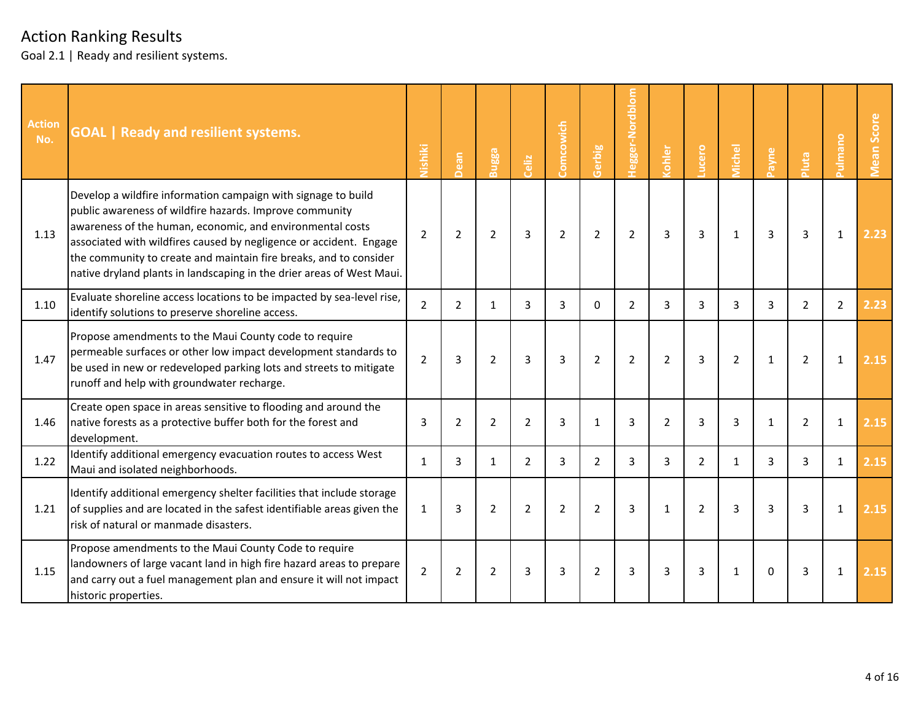# Action Ranking Results

Goal 2.1 | Ready and resilient systems.

| Action No. | GOAL \| Ready and resilient systems. | Nishiki | Dean | Bugga | Celiz | Comcowich | Gerbig | Hegger-Nordblom | Kohler | Lucero | Michel | Payne | Pluta | Pulmano | Mean Score |
|---|---|---|---|---|---|---|---|---|---|---|---|---|---|---|---|
| 1.13 | Develop a wildfire information campaign with signage to build public awareness of wildfire hazards. Improve community awareness of the human, economic, and environmental costs associated with wildfires caused by negligence or accident. Engage the community to create and maintain fire breaks, and to consider native dryland plants in landscaping in the drier areas of West Maui. | 2 | 2 | 2 | 3 | 2 | 2 | 2 | 3 | 3 | 1 | 3 | 3 | 1 | **2.23** |
| 1.10 | Evaluate shoreline access locations to be impacted by sea-level rise, identify solutions to preserve shoreline access. | 2 | 2 | 1 | 3 | 3 | 0 | 2 | 3 | 3 | 3 | 3 | 2 | 2 | **2.23** |
| 1.47 | Propose amendments to the Maui County code to require permeable surfaces or other low impact development standards to be used in new or redeveloped parking lots and streets to mitigate runoff and help with groundwater recharge. | 2 | 3 | 2 | 3 | 3 | 2 | 2 | 2 | 3 | 2 | 1 | 2 | 1 | **2.15** |
| 1.46 | Create open space in areas sensitive to flooding and around the native forests as a protective buffer both for the forest and development. | 3 | 2 | 2 | 2 | 3 | 1 | 3 | 2 | 3 | 3 | 1 | 2 | 1 | **2.15** |
| 1.22 | Identify additional emergency evacuation routes to access West Maui and isolated neighborhoods. | 1 | 3 | 1 | 2 | 3 | 2 | 3 | 3 | 2 | 1 | 3 | 3 | 1 | **2.15** |
| 1.21 | Identify additional emergency shelter facilities that include storage of supplies and are located in the safest identifiable areas given the risk of natural or manmade disasters. | 1 | 3 | 2 | 2 | 2 | 2 | 3 | 1 | 2 | 3 | 3 | 3 | 1 | **2.15** |
| 1.15 | Propose amendments to the Maui County Code to require landowners of large vacant land in high fire hazard areas to prepare and carry out a fuel management plan and ensure it will not impact historic properties. | 2 | 2 | 2 | 3 | 3 | 2 | 3 | 3 | 3 | 1 | 0 | 3 | 1 | **2.15** |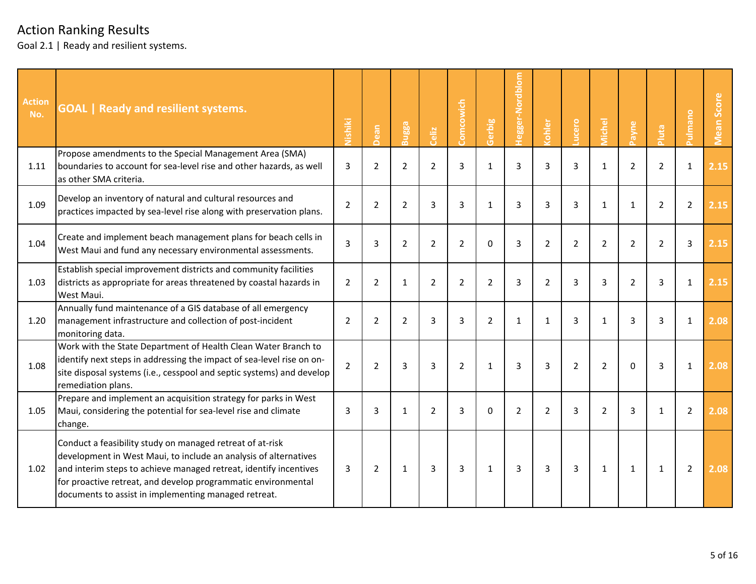# Action Ranking Results

Goal 2.1 | Ready and resilient systems.

| Action No. | GOAL \| Ready and resilient systems. | Nishiki | Dean | Bugga | Celiz | Comcowich | Gerbig | Hegger-Nordblom | Kohler | Lucero | Michel | Payne | Pluta | Pulmano | Mean Score |
|---|---|---|---|---|---|---|---|---|---|---|---|---|---|---|---|
| 1.11 | Propose amendments to the Special Management Area (SMA) boundaries to account for sea-level rise and other hazards, as well as other SMA criteria. | 3 | 2 | 2 | 2 | 3 | 1 | 3 | 3 | 3 | 1 | 2 | 2 | 1 | 2.15 |
| 1.09 | Develop an inventory of natural and cultural resources and practices impacted by sea-level rise along with preservation plans. | 2 | 2 | 2 | 3 | 3 | 1 | 3 | 3 | 3 | 1 | 1 | 2 | 2 | 2.15 |
| 1.04 | Create and implement beach management plans for beach cells in West Maui and fund any necessary environmental assessments. | 3 | 3 | 2 | 2 | 2 | 0 | 3 | 2 | 2 | 2 | 2 | 2 | 3 | 2.15 |
| 1.03 | Establish special improvement districts and community facilities districts as appropriate for areas threatened by coastal hazards in West Maui. | 2 | 2 | 1 | 2 | 2 | 2 | 3 | 2 | 3 | 3 | 2 | 3 | 1 | 2.15 |
| 1.20 | Annually fund maintenance of a GIS database of all emergency management infrastructure and collection of post-incident monitoring data. | 2 | 2 | 2 | 3 | 3 | 2 | 1 | 1 | 3 | 1 | 3 | 3 | 1 | 2.08 |
| 1.08 | Work with the State Department of Health Clean Water Branch to identify next steps in addressing the impact of sea-level rise on on-site disposal systems (i.e., cesspool and septic systems) and develop remediation plans. | 2 | 2 | 3 | 3 | 2 | 1 | 3 | 3 | 2 | 2 | 0 | 3 | 1 | 2.08 |
| 1.05 | Prepare and implement an acquisition strategy for parks in West Maui, considering the potential for sea-level rise and climate change. | 3 | 3 | 1 | 2 | 3 | 0 | 2 | 2 | 3 | 2 | 3 | 1 | 2 | 2.08 |
| 1.02 | Conduct a feasibility study on managed retreat of at-risk development in West Maui, to include an analysis of alternatives and interim steps to achieve managed retreat, identify incentives for proactive retreat, and develop programmatic environmental documents to assist in implementing managed retreat. | 3 | 2 | 1 | 3 | 3 | 1 | 3 | 3 | 3 | 1 | 1 | 1 | 2 | 2.08 |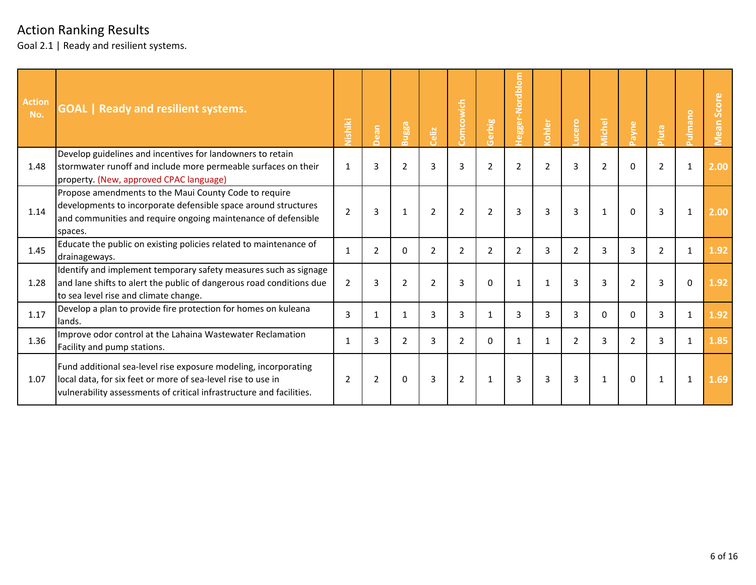# Action Ranking Results

Goal 2.1 | Ready and resilient systems.

| Action No. | GOAL \| Ready and resilient systems. | Nishiki | Dean | Bugga | Celiz | Comcowich | Gerbig | Hegger-Nordblom | Kohler | Lucero | Michel | Payne | Pluta | Pulmano | Mean Score |
|---|---|---|---|---|---|---|---|---|---|---|---|---|---|---|---|
| 1.48 | Develop guidelines and incentives for landowners to retain stormwater runoff and include more permeable surfaces on their property. (New, approved CPAC language) | 1 | 3 | 2 | 3 | 3 | 2 | 2 | 2 | 3 | 2 | 0 | 2 | 1 | 2.00 |
| 1.14 | Propose amendments to the Maui County Code to require developments to incorporate defensible space around structures and communities and require ongoing maintenance of defensible spaces. | 2 | 3 | 1 | 2 | 2 | 2 | 3 | 3 | 3 | 1 | 0 | 3 | 1 | 2.00 |
| 1.45 | Educate the public on existing policies related to maintenance of drainageways. | 1 | 2 | 0 | 2 | 2 | 2 | 2 | 3 | 2 | 3 | 3 | 2 | 1 | 1.92 |
| 1.28 | Identify and implement temporary safety measures such as signage and lane shifts to alert the public of dangerous road conditions due to sea level rise and climate change. | 2 | 3 | 2 | 2 | 3 | 0 | 1 | 1 | 3 | 3 | 2 | 3 | 0 | 1.92 |
| 1.17 | Develop a plan to provide fire protection for homes on kuleana lands. | 3 | 1 | 1 | 3 | 3 | 1 | 3 | 3 | 3 | 0 | 0 | 3 | 1 | 1.92 |
| 1.36 | Improve odor control at the Lahaina Wastewater Reclamation Facility and pump stations. | 1 | 3 | 2 | 3 | 2 | 0 | 1 | 1 | 2 | 3 | 2 | 3 | 1 | 1.85 |
| 1.07 | Fund additional sea-level rise exposure modeling, incorporating local data, for six feet or more of sea-level rise to use in vulnerability assessments of critical infrastructure and facilities. | 2 | 2 | 0 | 3 | 2 | 1 | 3 | 3 | 3 | 1 | 0 | 1 | 1 | 1.69 |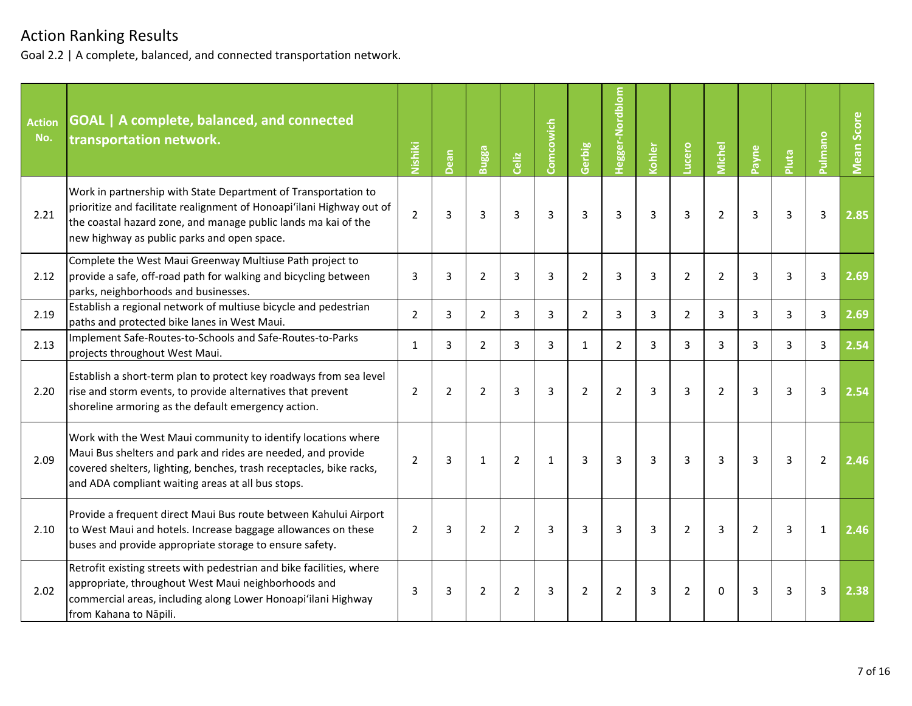# Action Ranking Results

Goal 2.2 | A complete, balanced, and connected transportation network.

| Action No. | GOAL \| A complete, balanced, and connected transportation network. | Nishiki | Dean | Bugga | Celiz | Comcowich | Gerbig | Hegger-Nordblom | Kohler | Lucero | Michel | Payne | Pluta | Pulmano | Mean Score |
|---|---|---|---|---|---|---|---|---|---|---|---|---|---|---|---|
| 2.21 | Work in partnership with State Department of Transportation to prioritize and facilitate realignment of Honoapiʻilani Highway out of the coastal hazard zone, and manage public lands ma kai of the new highway as public parks and open space. | 2 | 3 | 3 | 3 | 3 | 3 | 3 | 3 | 3 | 2 | 3 | 3 | 3 | **2.85** |
| 2.12 | Complete the West Maui Greenway Multiuse Path project to provide a safe, off-road path for walking and bicycling between parks, neighborhoods and businesses. | 3 | 3 | 2 | 3 | 3 | 2 | 3 | 3 | 2 | 2 | 3 | 3 | 3 | **2.69** |
| 2.19 | Establish a regional network of multiuse bicycle and pedestrian paths and protected bike lanes in West Maui. | 2 | 3 | 2 | 3 | 3 | 2 | 3 | 3 | 2 | 3 | 3 | 3 | 3 | **2.69** |
| 2.13 | Implement Safe-Routes-to-Schools and Safe-Routes-to-Parks projects throughout West Maui. | 1 | 3 | 2 | 3 | 3 | 1 | 2 | 3 | 3 | 3 | 3 | 3 | 3 | **2.54** |
| 2.20 | Establish a short-term plan to protect key roadways from sea level rise and storm events, to provide alternatives that prevent shoreline armoring as the default emergency action. | 2 | 2 | 2 | 3 | 3 | 2 | 2 | 3 | 3 | 2 | 3 | 3 | 3 | **2.54** |
| 2.09 | Work with the West Maui community to identify locations where Maui Bus shelters and park and rides are needed, and provide covered shelters, lighting, benches, trash receptacles, bike racks, and ADA compliant waiting areas at all bus stops. | 2 | 3 | 1 | 2 | 1 | 3 | 3 | 3 | 3 | 3 | 3 | 3 | 2 | **2.46** |
| 2.10 | Provide a frequent direct Maui Bus route between Kahului Airport to West Maui and hotels. Increase baggage allowances on these buses and provide appropriate storage to ensure safety. | 2 | 3 | 2 | 2 | 3 | 3 | 3 | 3 | 2 | 3 | 2 | 3 | 1 | **2.46** |
| 2.02 | Retrofit existing streets with pedestrian and bike facilities, where appropriate, throughout West Maui neighborhoods and commercial areas, including along Lower Honoapiʻilani Highway from Kahana to Nāpili. | 3 | 3 | 2 | 2 | 3 | 2 | 2 | 3 | 2 | 0 | 3 | 3 | 3 | **2.38** |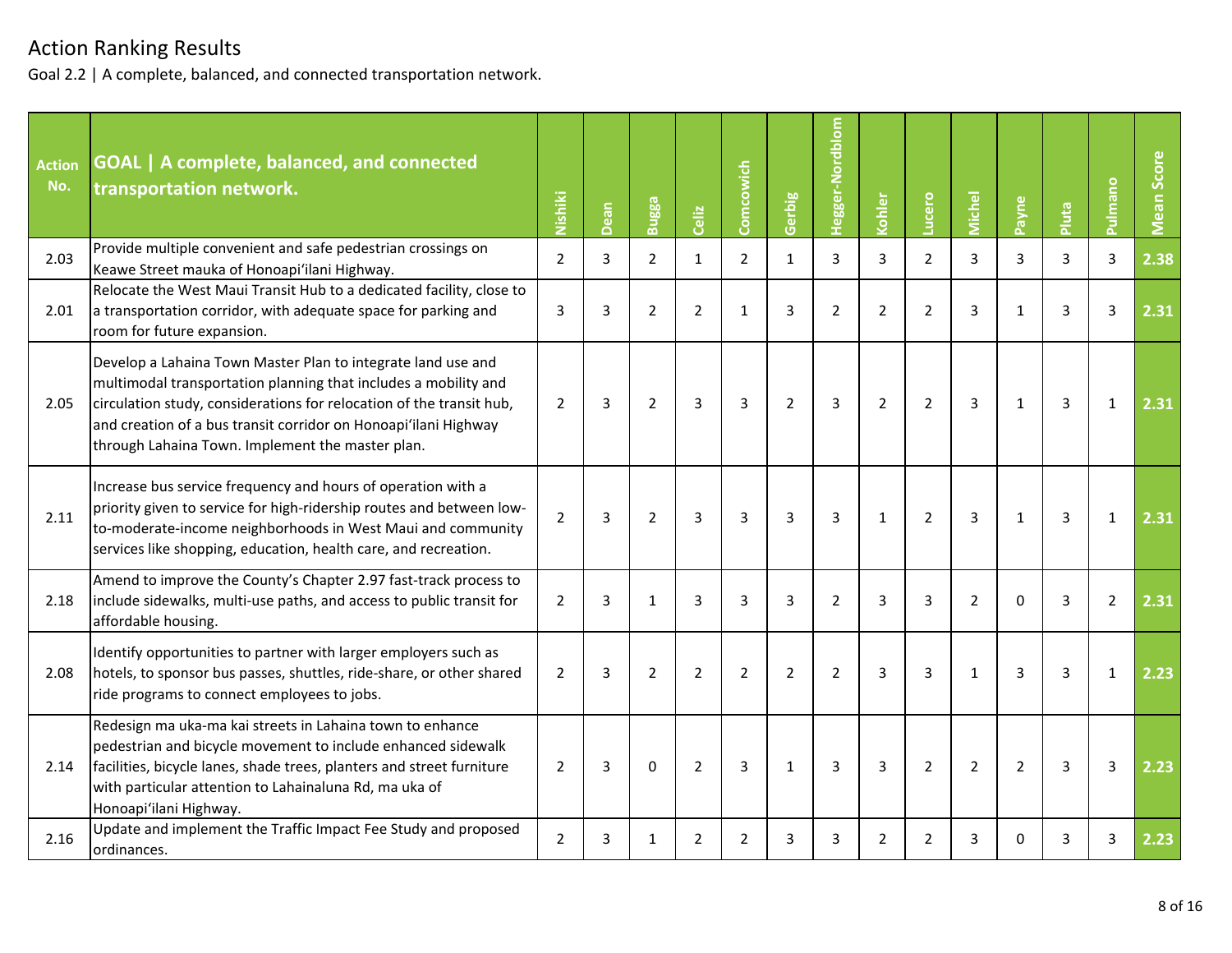# Action Ranking Results

Goal 2.2 | A complete, balanced, and connected transportation network.

| Action No. | GOAL \| A complete, balanced, and connected transportation network. | Nishiki | Dean | Bugga | Celiz | Comcowich | Gerbig | Hegger-Nordblom | Kohler | Lucero | Michel | Payne | Pluta | Pulmano | Mean Score |
|---|---|---|---|---|---|---|---|---|---|---|---|---|---|---|---|
| 2.03 | Provide multiple convenient and safe pedestrian crossings on Keawe Street mauka of Honoapiʻilani Highway. | 2 | 3 | 2 | 1 | 2 | 1 | 3 | 3 | 2 | 3 | 3 | 3 | 3 | **2.38** |
| 2.01 | Relocate the West Maui Transit Hub to a dedicated facility, close to a transportation corridor, with adequate space for parking and room for future expansion. | 3 | 3 | 2 | 2 | 1 | 3 | 2 | 2 | 2 | 3 | 1 | 3 | 3 | **2.31** |
| 2.05 | Develop a Lahaina Town Master Plan to integrate land use and multimodal transportation planning that includes a mobility and circulation study, considerations for relocation of the transit hub, and creation of a bus transit corridor on Honoapiʻilani Highway through Lahaina Town. Implement the master plan. | 2 | 3 | 2 | 3 | 3 | 2 | 3 | 2 | 2 | 3 | 1 | 3 | 1 | **2.31** |
| 2.11 | Increase bus service frequency and hours of operation with a priority given to service for high-ridership routes and between low-to-moderate-income neighborhoods in West Maui and community services like shopping, education, health care, and recreation. | 2 | 3 | 2 | 3 | 3 | 3 | 3 | 1 | 2 | 3 | 1 | 3 | 1 | **2.31** |
| 2.18 | Amend to improve the County's Chapter 2.97 fast-track process to include sidewalks, multi-use paths, and access to public transit for affordable housing. | 2 | 3 | 1 | 3 | 3 | 3 | 2 | 3 | 3 | 2 | 0 | 3 | 2 | **2.31** |
| 2.08 | Identify opportunities to partner with larger employers such as hotels, to sponsor bus passes, shuttles, ride-share, or other shared ride programs to connect employees to jobs. | 2 | 3 | 2 | 2 | 2 | 2 | 2 | 3 | 3 | 1 | 3 | 3 | 1 | **2.23** |
| 2.14 | Redesign ma uka-ma kai streets in Lahaina town to enhance pedestrian and bicycle movement to include enhanced sidewalk facilities, bicycle lanes, shade trees, planters and street furniture with particular attention to Lahainaluna Rd, ma uka of Honoapiʻilani Highway. | 2 | 3 | 0 | 2 | 3 | 1 | 3 | 3 | 2 | 2 | 2 | 3 | 3 | **2.23** |
| 2.16 | Update and implement the Traffic Impact Fee Study and proposed ordinances. | 2 | 3 | 1 | 2 | 2 | 3 | 3 | 2 | 2 | 3 | 0 | 3 | 3 | **2.23** |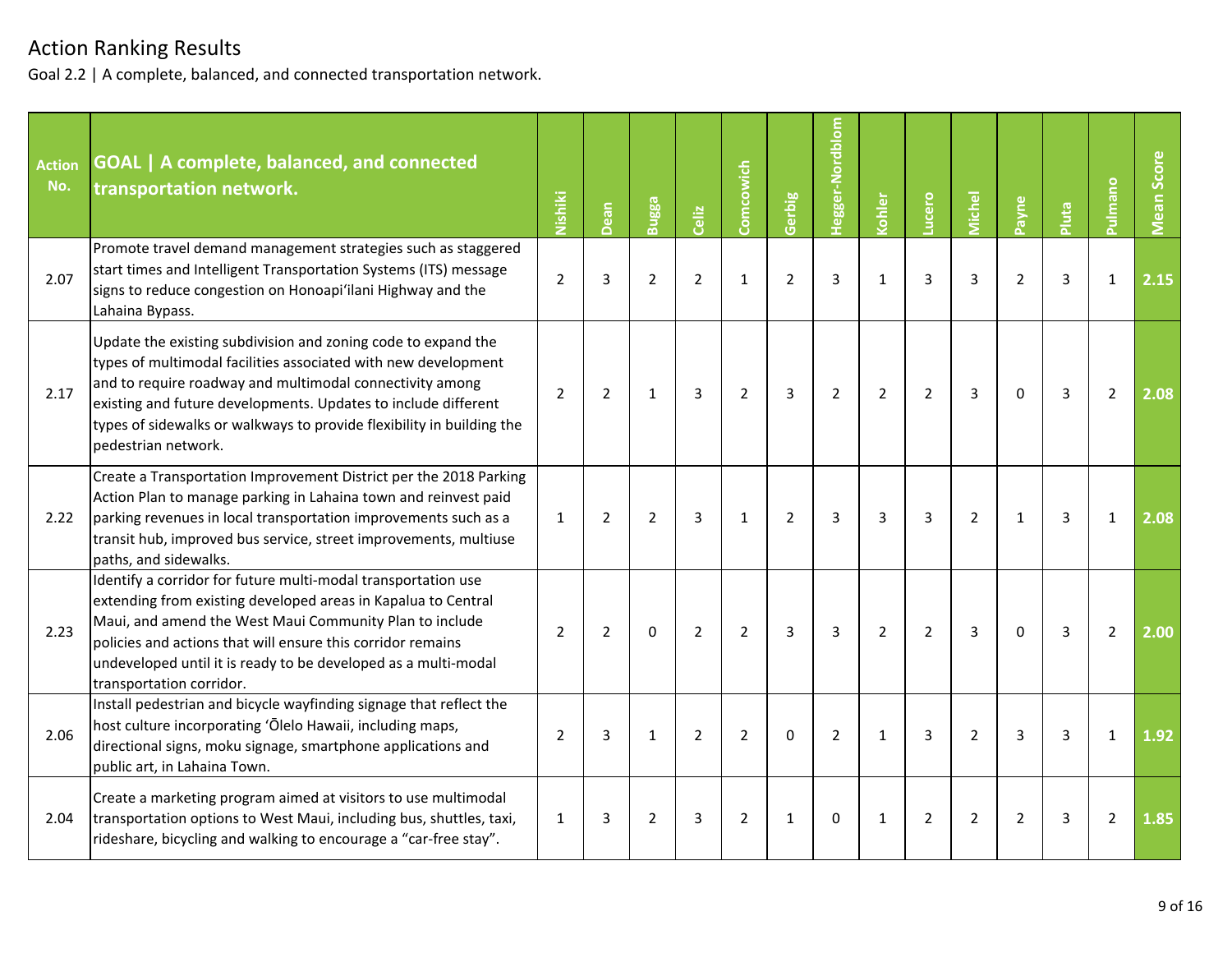# Action Ranking Results

Goal 2.2 | A complete, balanced, and connected transportation network.

| Action No. | GOAL \| A complete, balanced, and connected transportation network. | Nishiki | Dean | Bugga | Celiz | Comcowich | Gerbig | Hegger-Nordblom | Kohler | Lucero | Michel | Payne | Pluta | Pulmano | Mean Score |
|---|---|---|---|---|---|---|---|---|---|---|---|---|---|---|---|
| 2.07 | Promote travel demand management strategies such as staggered start times and Intelligent Transportation Systems (ITS) message signs to reduce congestion on Honoapiʻilani Highway and the Lahaina Bypass. | 2 | 3 | 2 | 2 | 1 | 2 | 3 | 1 | 3 | 3 | 2 | 3 | 1 | **2.15** |
| 2.17 | Update the existing subdivision and zoning code to expand the types of multimodal facilities associated with new development and to require roadway and multimodal connectivity among existing and future developments. Updates to include different types of sidewalks or walkways to provide flexibility in building the pedestrian network. | 2 | 2 | 1 | 3 | 2 | 3 | 2 | 2 | 2 | 3 | 0 | 3 | 2 | **2.08** |
| 2.22 | Create a Transportation Improvement District per the 2018 Parking Action Plan to manage parking in Lahaina town and reinvest paid parking revenues in local transportation improvements such as a transit hub, improved bus service, street improvements, multiuse paths, and sidewalks. | 1 | 2 | 2 | 3 | 1 | 2 | 3 | 3 | 3 | 2 | 1 | 3 | 1 | **2.08** |
| 2.23 | Identify a corridor for future multi-modal transportation use extending from existing developed areas in Kapalua to Central Maui, and amend the West Maui Community Plan to include policies and actions that will ensure this corridor remains undeveloped until it is ready to be developed as a multi-modal transportation corridor. | 2 | 2 | 0 | 2 | 2 | 3 | 3 | 2 | 2 | 3 | 0 | 3 | 2 | **2.00** |
| 2.06 | Install pedestrian and bicycle wayfinding signage that reflect the host culture incorporating ʻŌlelo Hawaii, including maps, directional signs, moku signage, smartphone applications and public art, in Lahaina Town. | 2 | 3 | 1 | 2 | 2 | 0 | 2 | 1 | 3 | 2 | 3 | 3 | 1 | **1.92** |
| 2.04 | Create a marketing program aimed at visitors to use multimodal transportation options to West Maui, including bus, shuttles, taxi, rideshare, bicycling and walking to encourage a "car-free stay". | 1 | 3 | 2 | 3 | 2 | 1 | 0 | 1 | 2 | 2 | 2 | 3 | 2 | **1.85** |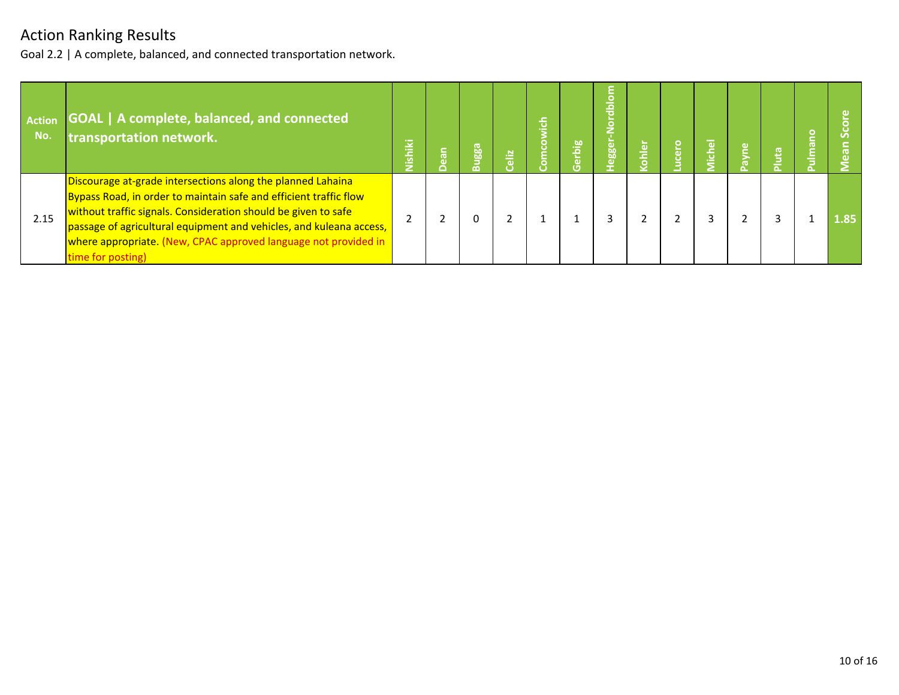# Action Ranking Results

Goal 2.2 | A complete, balanced, and connected transportation network.

| Action No. | GOAL \| A complete, balanced, and connected transportation network. | Nishiki | Dean | Bugga | Celiz | Comcowich | Gerbig | Hegger-Nordblom | Kohler | Lucero | Michel | Payne | Pluta | Pulmano | Mean Score |
|---|---|---|---|---|---|---|---|---|---|---|---|---|---|---|---|
| 2.15 | Discourage at-grade intersections along the planned Lahaina Bypass Road, in order to maintain safe and efficient traffic flow without traffic signals. Consideration should be given to safe passage of agricultural equipment and vehicles, and kuleana access, where appropriate. (New, CPAC approved language not provided in time for posting) | 2 | 2 | 0 | 2 | 1 | 1 | 3 | 2 | 2 | 3 | 2 | 3 | 1 | 1.85 |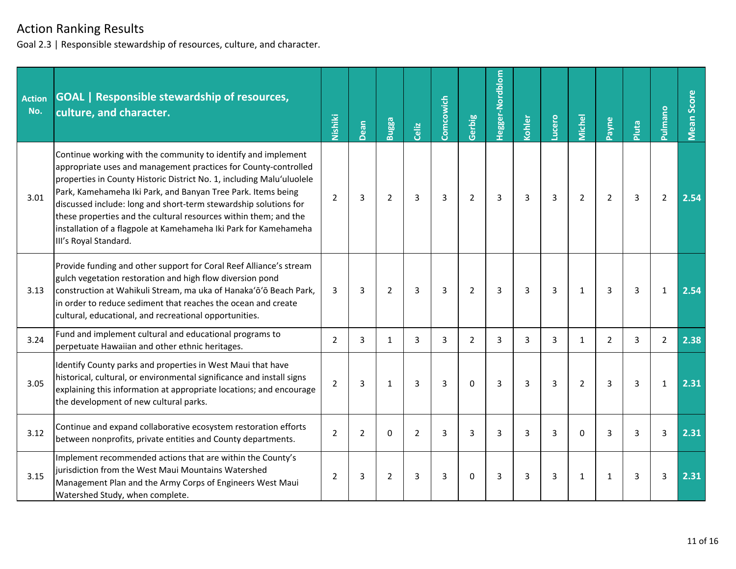# Action Ranking Results

Goal 2.3 | Responsible stewardship of resources, culture, and character.

| Action No. | GOAL \| Responsible stewardship of resources, culture, and character. | Nishiki | Dean | Bugga | Celiz | Comcowich | Gerbig | Hegger-Nordblom | Kohler | Lucero | Michel | Payne | Pluta | Pulmano | Mean Score |
|---|---|---|---|---|---|---|---|---|---|---|---|---|---|---|---|
| 3.01 | Continue working with the community to identify and implement appropriate uses and management practices for County-controlled properties in County Historic District No. 1, including Maluʻuluolele Park, Kamehameha Iki Park, and Banyan Tree Park. Items being discussed include: long and short-term stewardship solutions for these properties and the cultural resources within them; and the installation of a flagpole at Kamehameha Iki Park for Kamehameha III's Royal Standard. | 2 | 3 | 2 | 3 | 3 | 2 | 3 | 3 | 3 | 2 | 2 | 3 | 2 | **2.54** |
| 3.13 | Provide funding and other support for Coral Reef Alliance's stream gulch vegetation restoration and high flow diversion pond construction at Wahikuli Stream, ma uka of Hanakaʻōʻō Beach Park, in order to reduce sediment that reaches the ocean and create cultural, educational, and recreational opportunities. | 3 | 3 | 2 | 3 | 3 | 2 | 3 | 3 | 3 | 1 | 3 | 3 | 1 | **2.54** |
| 3.24 | Fund and implement cultural and educational programs to perpetuate Hawaiian and other ethnic heritages. | 2 | 3 | 1 | 3 | 3 | 2 | 3 | 3 | 3 | 1 | 2 | 3 | 2 | **2.38** |
| 3.05 | Identify County parks and properties in West Maui that have historical, cultural, or environmental significance and install signs explaining this information at appropriate locations; and encourage the development of new cultural parks. | 2 | 3 | 1 | 3 | 3 | 0 | 3 | 3 | 3 | 2 | 3 | 3 | 1 | **2.31** |
| 3.12 | Continue and expand collaborative ecosystem restoration efforts between nonprofits, private entities and County departments. | 2 | 2 | 0 | 2 | 3 | 3 | 3 | 3 | 3 | 0 | 3 | 3 | 3 | **2.31** |
| 3.15 | Implement recommended actions that are within the County's jurisdiction from the West Maui Mountains Watershed Management Plan and the Army Corps of Engineers West Maui Watershed Study, when complete. | 2 | 3 | 2 | 3 | 3 | 0 | 3 | 3 | 3 | 1 | 1 | 3 | 3 | **2.31** |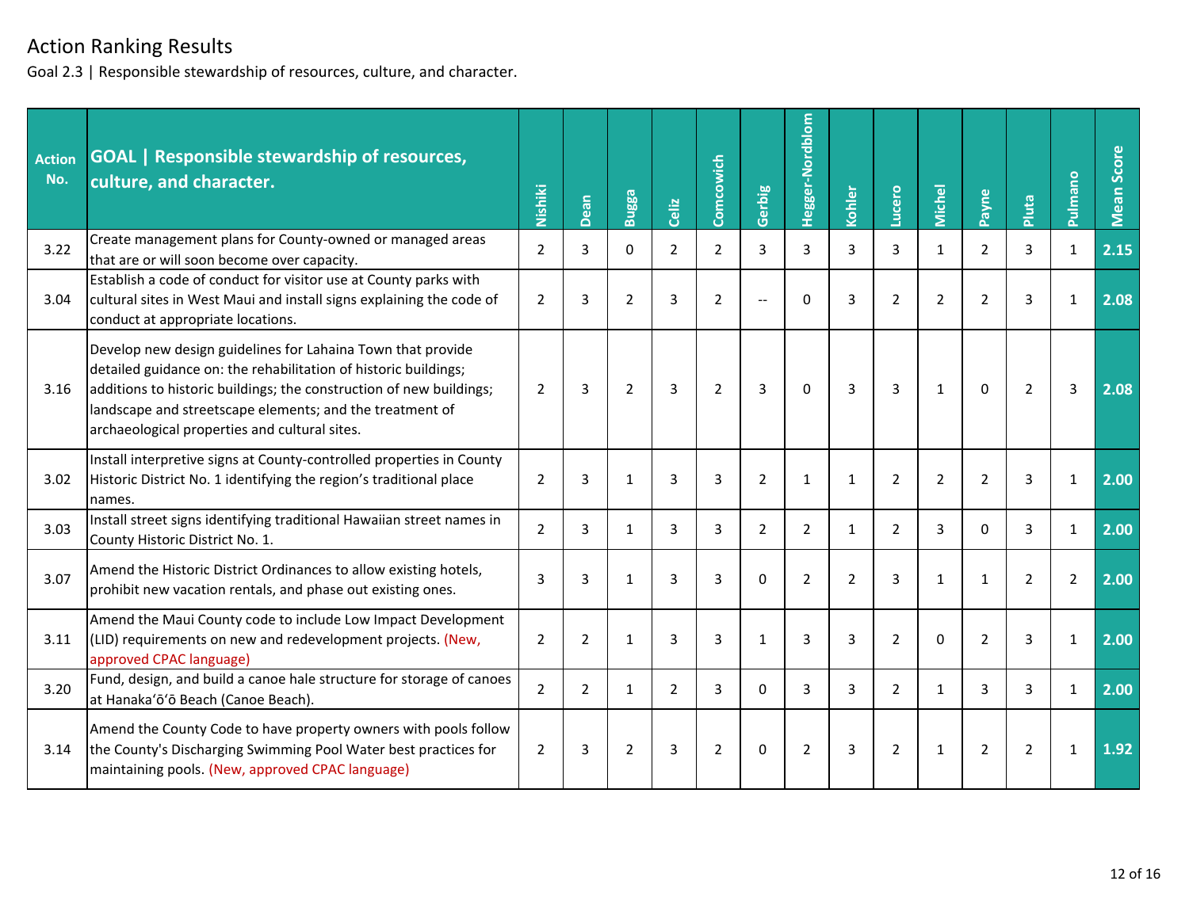# Action Ranking Results

Goal 2.3 | Responsible stewardship of resources, culture, and character.

| Action No. | GOAL \| Responsible stewardship of resources, culture, and character. | Nishiki | Dean | Bugga | Celiz | Comcowich | Gerbig | Hegger-Nordblom | Kohler | Lucero | Michel | Payne | Pluta | Pulmano | Mean Score |
|---|---|---|---|---|---|---|---|---|---|---|---|---|---|---|---|
| 3.22 | Create management plans for County-owned or managed areas that are or will soon become over capacity. | 2 | 3 | 0 | 2 | 2 | 3 | 3 | 3 | 3 | 1 | 2 | 3 | 1 | **2.15** |
| 3.04 | Establish a code of conduct for visitor use at County parks with cultural sites in West Maui and install signs explaining the code of conduct at appropriate locations. | 2 | 3 | 2 | 3 | 2 | -- | 0 | 3 | 2 | 2 | 2 | 3 | 1 | **2.08** |
| 3.16 | Develop new design guidelines for Lahaina Town that provide detailed guidance on: the rehabilitation of historic buildings; additions to historic buildings; the construction of new buildings; landscape and streetscape elements; and the treatment of archaeological properties and cultural sites. | 2 | 3 | 2 | 3 | 2 | 3 | 0 | 3 | 3 | 1 | 0 | 2 | 3 | **2.08** |
| 3.02 | Install interpretive signs at County-controlled properties in County Historic District No. 1 identifying the region's traditional place names. | 2 | 3 | 1 | 3 | 3 | 2 | 1 | 1 | 2 | 2 | 2 | 3 | 1 | **2.00** |
| 3.03 | Install street signs identifying traditional Hawaiian street names in County Historic District No. 1. | 2 | 3 | 1 | 3 | 3 | 2 | 2 | 1 | 2 | 3 | 0 | 3 | 1 | **2.00** |
| 3.07 | Amend the Historic District Ordinances to allow existing hotels, prohibit new vacation rentals, and phase out existing ones. | 3 | 3 | 1 | 3 | 3 | 0 | 2 | 2 | 3 | 1 | 1 | 2 | 2 | **2.00** |
| 3.11 | Amend the Maui County code to include Low Impact Development (LID) requirements on new and redevelopment projects. (New, approved CPAC language) | 2 | 2 | 1 | 3 | 3 | 1 | 3 | 3 | 2 | 0 | 2 | 3 | 1 | **2.00** |
| 3.20 | Fund, design, and build a canoe hale structure for storage of canoes at Hanakaʻōʻō Beach (Canoe Beach). | 2 | 2 | 1 | 2 | 3 | 0 | 3 | 3 | 2 | 1 | 3 | 3 | 1 | **2.00** |
| 3.14 | Amend the County Code to have property owners with pools follow the County's Discharging Swimming Pool Water best practices for maintaining pools. (New, approved CPAC language) | 2 | 3 | 2 | 3 | 2 | 0 | 2 | 3 | 2 | 1 | 2 | 2 | 1 | **1.92** |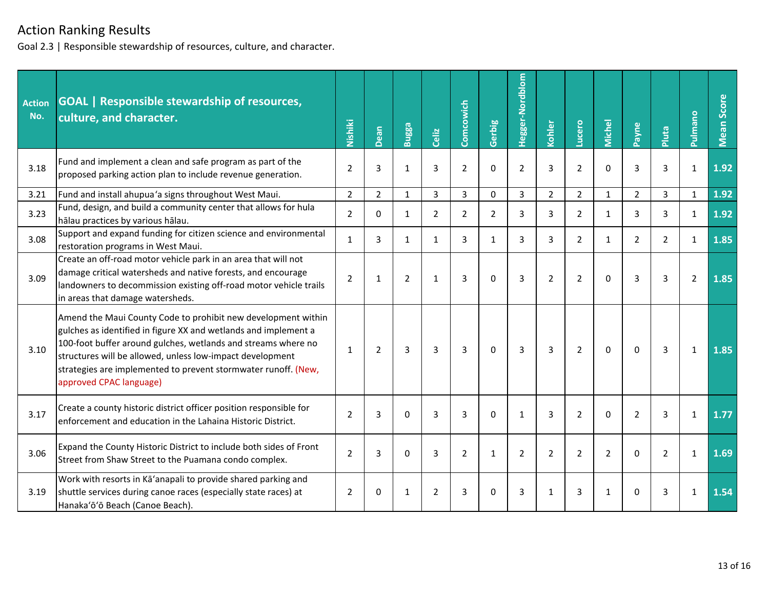# Action Ranking Results

Goal 2.3 | Responsible stewardship of resources, culture, and character.

| Action No. | GOAL \| Responsible stewardship of resources, culture, and character. | Nishiki | Dean | Bugga | Celiz | Comcowich | Gerbig | Hegger-Nordblom | Kohler | Lucero | Michel | Payne | Pluta | Pulmano | Mean Score |
|---|---|---|---|---|---|---|---|---|---|---|---|---|---|---|---|
| 3.18 | Fund and implement a clean and safe program as part of the proposed parking action plan to include revenue generation. | 2 | 3 | 1 | 3 | 2 | 0 | 2 | 3 | 2 | 0 | 3 | 3 | 1 | **1.92** |
| 3.21 | Fund and install ahupuaʻa signs throughout West Maui. | 2 | 2 | 1 | 3 | 3 | 0 | 3 | 2 | 2 | 1 | 2 | 3 | 1 | **1.92** |
| 3.23 | Fund, design, and build a community center that allows for hula hālau practices by various hālau. | 2 | 0 | 1 | 2 | 2 | 2 | 3 | 3 | 2 | 1 | 3 | 3 | 1 | **1.92** |
| 3.08 | Support and expand funding for citizen science and environmental restoration programs in West Maui. | 1 | 3 | 1 | 1 | 3 | 1 | 3 | 3 | 2 | 1 | 2 | 2 | 1 | **1.85** |
| 3.09 | Create an off-road motor vehicle park in an area that will not damage critical watersheds and native forests, and encourage landowners to decommission existing off-road motor vehicle trails in areas that damage watersheds. | 2 | 1 | 2 | 1 | 3 | 0 | 3 | 2 | 2 | 0 | 3 | 3 | 2 | **1.85** |
| 3.10 | Amend the Maui County Code to prohibit new development within gulches as identified in figure XX and wetlands and implement a 100-foot buffer around gulches, wetlands and streams where no structures will be allowed, unless low-impact development strategies are implemented to prevent stormwater runoff. (New, approved CPAC language) | 1 | 2 | 3 | 3 | 3 | 0 | 3 | 3 | 2 | 0 | 0 | 3 | 1 | **1.85** |
| 3.17 | Create a county historic district officer position responsible for enforcement and education in the Lahaina Historic District. | 2 | 3 | 0 | 3 | 3 | 0 | 1 | 3 | 2 | 0 | 2 | 3 | 1 | **1.77** |
| 3.06 | Expand the County Historic District to include both sides of Front Street from Shaw Street to the Puamana condo complex. | 2 | 3 | 0 | 3 | 2 | 1 | 2 | 2 | 2 | 2 | 0 | 2 | 1 | **1.69** |
| 3.19 | Work with resorts in Kāʻanapali to provide shared parking and shuttle services during canoe races (especially state races) at Hanakaʻōʻō Beach (Canoe Beach). | 2 | 0 | 1 | 2 | 3 | 0 | 3 | 1 | 3 | 1 | 0 | 3 | 1 | **1.54** |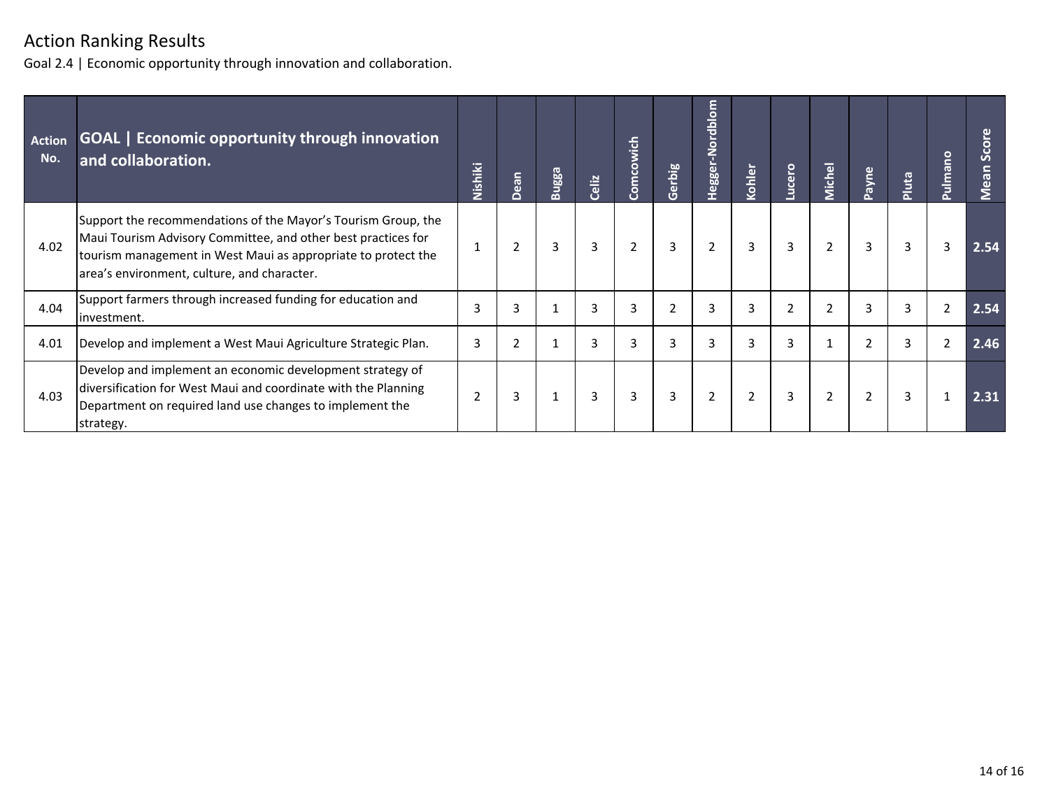# Action Ranking Results

Goal 2.4 | Economic opportunity through innovation and collaboration.

| Action No. | GOAL \| Economic opportunity through innovation and collaboration. | Nishiki | Dean | Bugga | Celiz | Comcowich | Gerbig | Hegger-Nordblom | Kohler | Lucero | Michel | Payne | Pluta | Pulmano | Mean Score |
|---|---|---|---|---|---|---|---|---|---|---|---|---|---|---|---|
| 4.02 | Support the recommendations of the Mayor's Tourism Group, the Maui Tourism Advisory Committee, and other best practices for tourism management in West Maui as appropriate to protect the area's environment, culture, and character. | 1 | 2 | 3 | 3 | 2 | 3 | 2 | 3 | 3 | 2 | 3 | 3 | 3 | **2.54** |
| 4.04 | Support farmers through increased funding for education and investment. | 3 | 3 | 1 | 3 | 3 | 2 | 3 | 3 | 2 | 2 | 3 | 3 | 2 | **2.54** |
| 4.01 | Develop and implement a West Maui Agriculture Strategic Plan. | 3 | 2 | 1 | 3 | 3 | 3 | 3 | 3 | 3 | 1 | 2 | 3 | 2 | **2.46** |
| 4.03 | Develop and implement an economic development strategy of diversification for West Maui and coordinate with the Planning Department on required land use changes to implement the strategy. | 2 | 3 | 1 | 3 | 3 | 3 | 2 | 2 | 3 | 2 | 2 | 3 | 1 | **2.31** |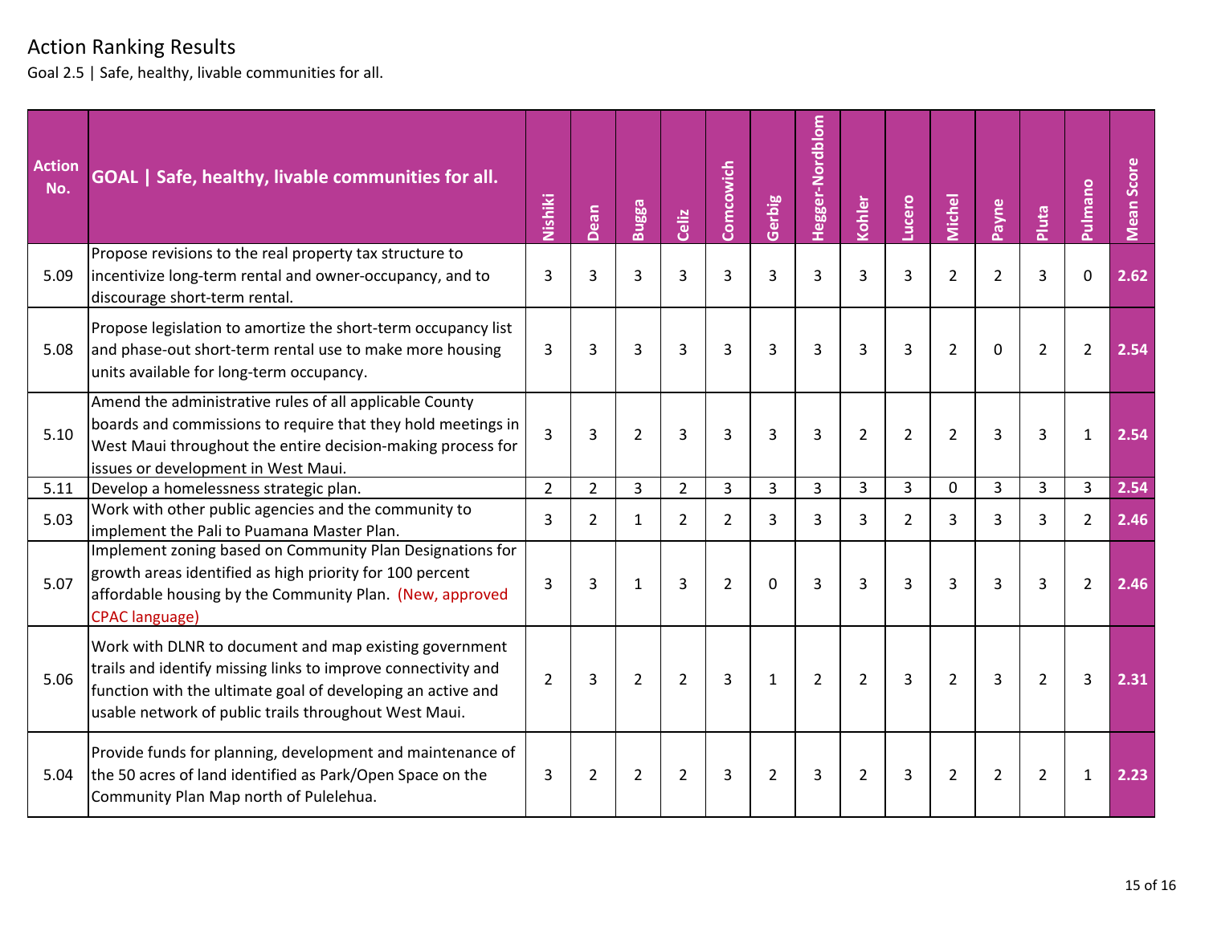# Action Ranking Results

Goal 2.5 | Safe, healthy, livable communities for all.

| Action No. | GOAL \| Safe, healthy, livable communities for all. | Nishiki | Dean | Bugga | Celiz | Comcowich | Gerbig | Hegger-Nordblom | Kohler | Lucero | Michel | Payne | Pluta | Pulmano | Mean Score |
|---|---|---|---|---|---|---|---|---|---|---|---|---|---|---|---|
| 5.09 | Propose revisions to the real property tax structure to incentivize long-term rental and owner-occupancy, and to discourage short-term rental. | 3 | 3 | 3 | 3 | 3 | 3 | 3 | 3 | 3 | 2 | 2 | 3 | 0 | **2.62** |
| 5.08 | Propose legislation to amortize the short-term occupancy list and phase-out short-term rental use to make more housing units available for long-term occupancy. | 3 | 3 | 3 | 3 | 3 | 3 | 3 | 3 | 3 | 2 | 0 | 2 | 2 | **2.54** |
| 5.10 | Amend the administrative rules of all applicable County boards and commissions to require that they hold meetings in West Maui throughout the entire decision-making process for issues or development in West Maui. | 3 | 3 | 2 | 3 | 3 | 3 | 3 | 2 | 2 | 2 | 3 | 3 | 1 | **2.54** |
| 5.11 | Develop a homelessness strategic plan. | 2 | 2 | 3 | 2 | 3 | 3 | 3 | 3 | 3 | 0 | 3 | 3 | 3 | **2.54** |
| 5.03 | Work with other public agencies and the community to implement the Pali to Puamana Master Plan. | 3 | 2 | 1 | 2 | 2 | 3 | 3 | 3 | 2 | 3 | 3 | 3 | 2 | **2.46** |
| 5.07 | Implement zoning based on Community Plan Designations for growth areas identified as high priority for 100 percent affordable housing by the Community Plan. (New, approved CPAC language) | 3 | 3 | 1 | 3 | 2 | 0 | 3 | 3 | 3 | 3 | 3 | 3 | 2 | **2.46** |
| 5.06 | Work with DLNR to document and map existing government trails and identify missing links to improve connectivity and function with the ultimate goal of developing an active and usable network of public trails throughout West Maui. | 2 | 3 | 2 | 2 | 3 | 1 | 2 | 2 | 3 | 2 | 3 | 2 | 3 | **2.31** |
| 5.04 | Provide funds for planning, development and maintenance of the 50 acres of land identified as Park/Open Space on the Community Plan Map north of Pulelehua. | 3 | 2 | 2 | 2 | 3 | 2 | 3 | 2 | 3 | 2 | 2 | 2 | 1 | **2.23** |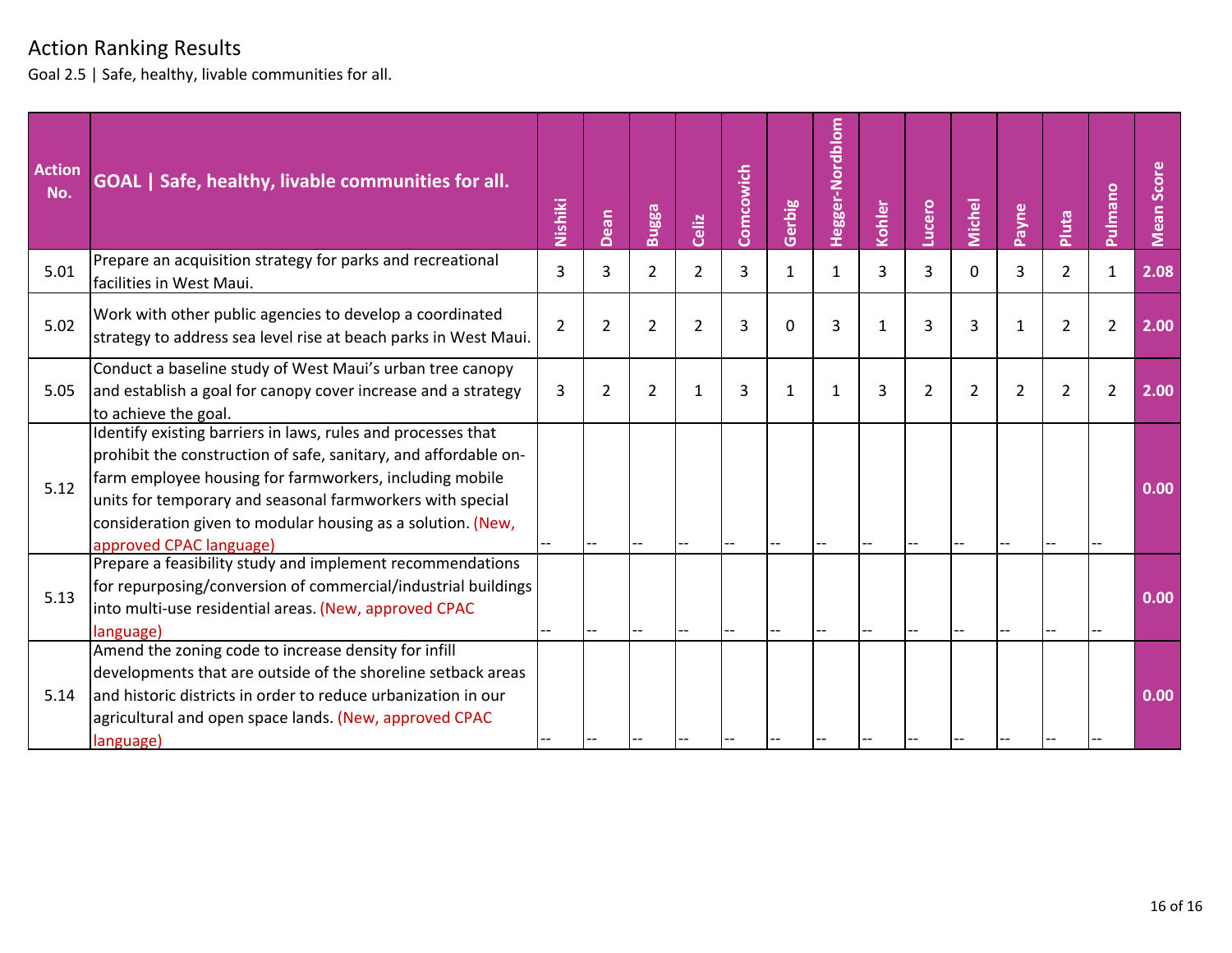# Action Ranking Results

Goal 2.5 | Safe, healthy, livable communities for all.

| Action No. | GOAL \| Safe, healthy, livable communities for all. | Nishiki | Dean | Bugga | Celiz | Comcowich | Gerbig | Hegger-Nordblom | Kohler | Lucero | Michel | Payne | Pluta | Pulmano | Mean Score |
|---|---|---|---|---|---|---|---|---|---|---|---|---|---|---|---|
| 5.01 | Prepare an acquisition strategy for parks and recreational facilities in West Maui. | 3 | 3 | 2 | 2 | 3 | 1 | 1 | 3 | 3 | 0 | 3 | 2 | 1 | 2.08 |
| 5.02 | Work with other public agencies to develop a coordinated strategy to address sea level rise at beach parks in West Maui. | 2 | 2 | 2 | 2 | 3 | 0 | 3 | 1 | 3 | 3 | 1 | 2 | 2 | 2.00 |
| 5.05 | Conduct a baseline study of West Maui's urban tree canopy and establish a goal for canopy cover increase and a strategy to achieve the goal. | 3 | 2 | 2 | 1 | 3 | 1 | 1 | 3 | 2 | 2 | 2 | 2 | 2 | 2.00 |
| 5.12 | Identify existing barriers in laws, rules and processes that prohibit the construction of safe, sanitary, and affordable on-farm employee housing for farmworkers, including mobile units for temporary and seasonal farmworkers with special consideration given to modular housing as a solution. (New, approved CPAC language) | -- | -- | -- | -- | -- | -- | -- | -- | -- | -- | -- | -- | -- | 0.00 |
| 5.13 | Prepare a feasibility study and implement recommendations for repurposing/conversion of commercial/industrial buildings into multi-use residential areas. (New, approved CPAC language) | -- | -- | -- | -- | -- | -- | -- | -- | -- | -- | -- | -- | -- | 0.00 |
| 5.14 | Amend the zoning code to increase density for infill developments that are outside of the shoreline setback areas and historic districts in order to reduce urbanization in our agricultural and open space lands. (New, approved CPAC language) | -- | -- | -- | -- | -- | -- | -- | -- | -- | -- | -- | -- | -- | 0.00 |